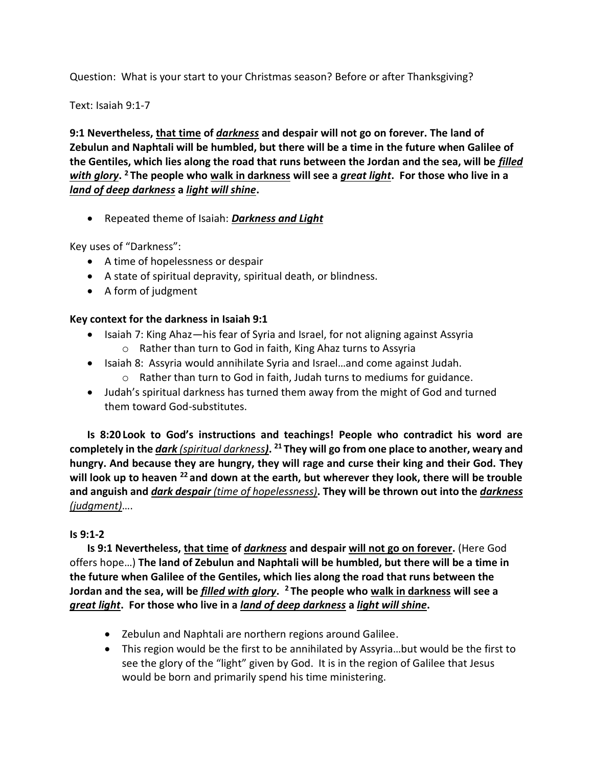Question: What is your start to your Christmas season? Before or after Thanksgiving?

Text: Isaiah 9:1-7

**9:1 Nevertheless, <u>that time</u> of <u>*darkness*</u> and despair will not go on forever. The land of Zebulun and Naphtali will be humbled, but there will be a time in the future when Galilee of the Gentiles, which lies along the road that runs between the Jordan and the sea, will be <u>*filled with glory*</u>. [2] The people who <u>walk in darkness</u> will see a <u>*great light*</u>. For those who live in a <u>*land of deep darkness*</u> a <u>*light will shine*</u>.**

- Repeated theme of Isaiah: <u>***Darkness and Light***</u>

Key uses of "Darkness":

- A time of hopelessness or despair
- A state of spiritual depravity, spiritual death, or blindness.
- A form of judgment

**Key context for the darkness in Isaiah 9:1**

- Isaiah 7: King Ahaz—his fear of Syria and Israel, for not aligning against Assyria
  - Rather than turn to God in faith, King Ahaz turns to Assyria
- Isaiah 8: Assyria would annihilate Syria and Israel…and come against Judah.
  - Rather than turn to God in faith, Judah turns to mediums for guidance.
- Judah's spiritual darkness has turned them away from the might of God and turned them toward God-substitutes.

**Is 8:20 Look to God's instructions and teachings! People who contradict his word are completely in the <u>*dark*</u> <u>*(spiritual darkness)*</u>. [21] They will go from one place to another, weary and hungry. And because they are hungry, they will rage and curse their king and their God. They will look up to heaven [22] and down at the earth, but wherever they look, there will be trouble and anguish and <u>*dark despair*</u> <u>*(time of hopelessness)*</u>. They will be thrown out into the <u>*darkness*</u>** <u>*(judgment)*</u>….

**Is 9:1-2**

**Is 9:1 Nevertheless, <u>that time</u> of <u>*darkness*</u> and despair <u>will not go on forever</u>.** (Here God offers hope…) **The land of Zebulun and Naphtali will be humbled, but there will be a time in the future when Galilee of the Gentiles, which lies along the road that runs between the Jordan and the sea, will be <u>*filled with glory*</u>. [2] The people who <u>walk in darkness</u> will see a <u>*great light*</u>. For those who live in a <u>*land of deep darkness*</u> a <u>*light will shine*</u>.**

- Zebulun and Naphtali are northern regions around Galilee.
- This region would be the first to be annihilated by Assyria…but would be the first to see the glory of the "light" given by God. It is in the region of Galilee that Jesus would be born and primarily spend his time ministering.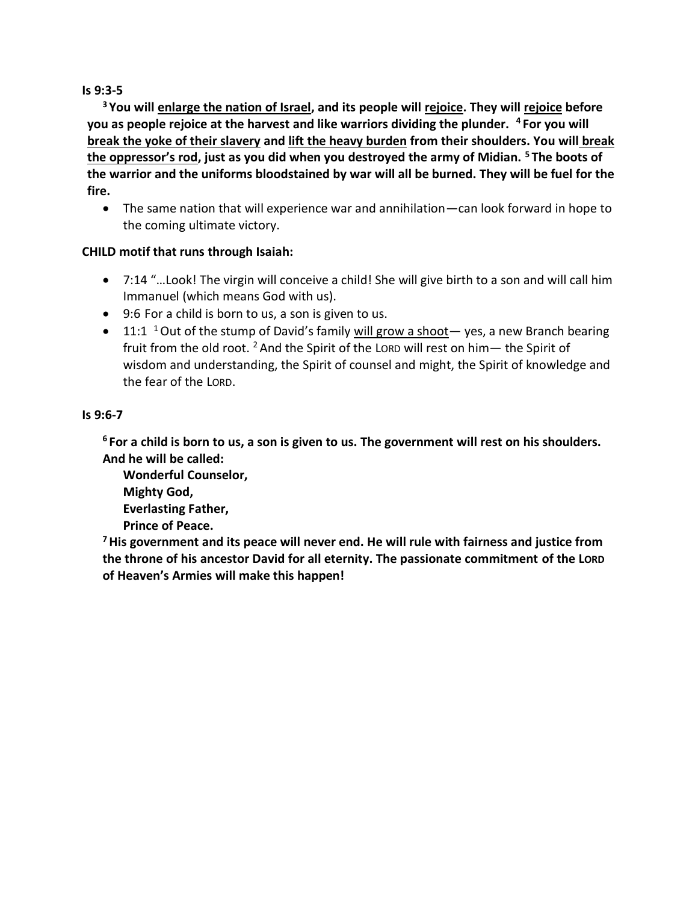**Is 9:3-5**

**[3] You will <u>enlarge the nation of Israel</u>, and its people will <u>rejoice</u>. They will <u>rejoice</u> before you as people rejoice at the harvest and like warriors dividing the plunder. [4] For you will <u>break the yoke of their slavery</u> and <u>lift the heavy burden</u> from their shoulders. You will <u>break the oppressor's rod</u>, just as you did when you destroyed the army of Midian. [5] The boots of the warrior and the uniforms bloodstained by war will all be burned. They will be fuel for the fire.**

- The same nation that will experience war and annihilation—can look forward in hope to the coming ultimate victory.

**CHILD motif that runs through Isaiah:**

- 7:14 "…Look! The virgin will conceive a child! She will give birth to a son and will call him Immanuel (which means God with us).
- 9:6 For a child is born to us, a son is given to us.
- 11:1 [1] Out of the stump of David's family <u>will grow a shoot</u>— yes, a new Branch bearing fruit from the old root. [2] And the Spirit of the LORD will rest on him— the Spirit of wisdom and understanding, the Spirit of counsel and might, the Spirit of knowledge and the fear of the LORD.

**Is 9:6-7**

**[6] For a child is born to us, a son is given to us. The government will rest on his shoulders. And he will be called:**

**Wonderful Counselor,**
**Mighty God,**
**Everlasting Father,**
**Prince of Peace.**

**[7] His government and its peace will never end. He will rule with fairness and justice from the throne of his ancestor David for all eternity. The passionate commitment of the LORD of Heaven's Armies will make this happen!**